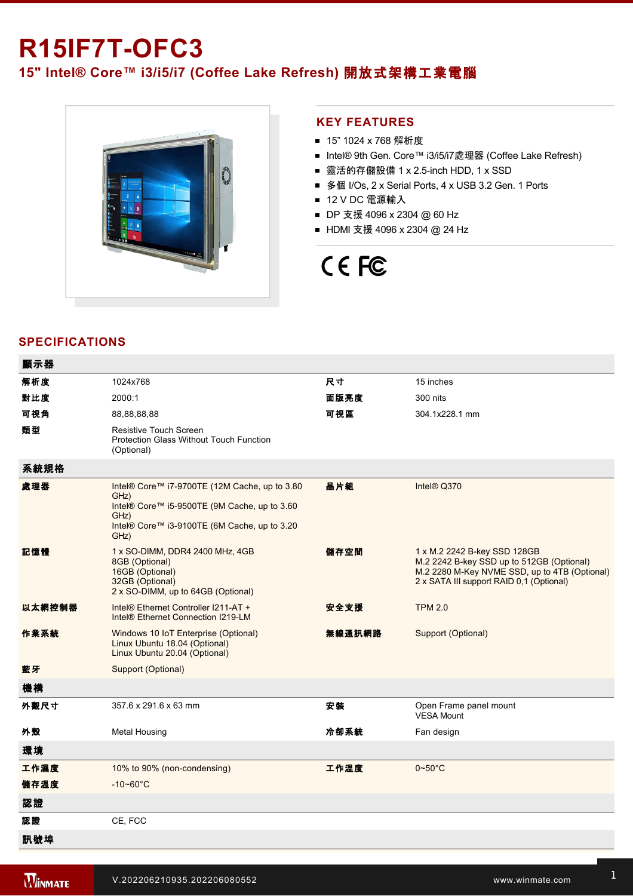# R15IF7T-OFC3

## 15" Intel® Core™ i3/i5/i7 (Coffee Lake Refresh) 開放式架構工業電腦

## KEY FEATURES

- 15" 1024 x 768 解析度
- Intel® 9th Gen. Core™ i3/i5/i7處理器 (Coffee Lake Refresh)
- 靈活的存儲設備 1 x 2.5-inch HDD, 1 x SSD
- 多個 I/Os, 2 x Serial Ports, 4 x USB 3.2 Gen. 1 Ports
- 12 V DC 電源輸入
- DP 支援 4096 x 2304 @ 60 Hz
- HDMI 支援 4096 x 2304 @ 24 Hz

## SPECIFICATIONS

| 顯示器 | | | |
|---|---|---|---|
| 解析度 | 1024x768 | 尺寸 | 15 inches |
| 對比度 | 2000:1 | 面版亮度 | 300 nits |
| 可視角 | 88,88,88,88 | 可視區 | 304.1x228.1 mm |
| 類型 | Resistive Touch Screen<br>Protection Glass Without Touch Function (Optional) | | |
| **系統規格** | | | |
| 處理器 | Intel® Core™ i7-9700TE (12M Cache, up to 3.80 GHz)<br>Intel® Core™ i5-9500TE (9M Cache, up to 3.60 GHz)<br>Intel® Core™ i3-9100TE (6M Cache, up to 3.20 GHz) | 晶片組 | Intel® Q370 |
| 記憶體 | 1 x SO-DIMM, DDR4 2400 MHz, 4GB<br>8GB (Optional)<br>16GB (Optional)<br>32GB (Optional)<br>2 x SO-DIMM, up to 64GB (Optional) | 儲存空間 | 1 x M.2 2242 B-key SSD 128GB<br>M.2 2242 B-key SSD up to 512GB (Optional)<br>M.2 2280 M-Key NVME SSD, up to 4TB (Optional)<br>2 x SATA III support RAID 0,1 (Optional) |
| 以太網控制器 | Intel® Ethernet Controller I211-AT +<br>Intel® Ethernet Connection I219-LM | 安全支援 | TPM 2.0 |
| 作業系統 | Windows 10 IoT Enterprise (Optional)<br>Linux Ubuntu 18.04 (Optional)<br>Linux Ubuntu 20.04 (Optional) | 無線通訊網路 | Support (Optional) |
| 藍牙 | Support (Optional) | | |
| **機構** | | | |
| 外觀尺寸 | 357.6 x 291.6 x 63 mm | 安裝 | Open Frame panel mount<br>VESA Mount |
| 外殼 | Metal Housing | 冷卻系統 | Fan design |
| **環境** | | | |
| 工作濕度 | 10% to 90% (non-condensing) | 工作溫度 | 0~50°C |
| 儲存溫度 | -10~60°C | | |
| **認證** | | | |
| 認證 | CE, FCC | | |
| **訊號埠** | | | |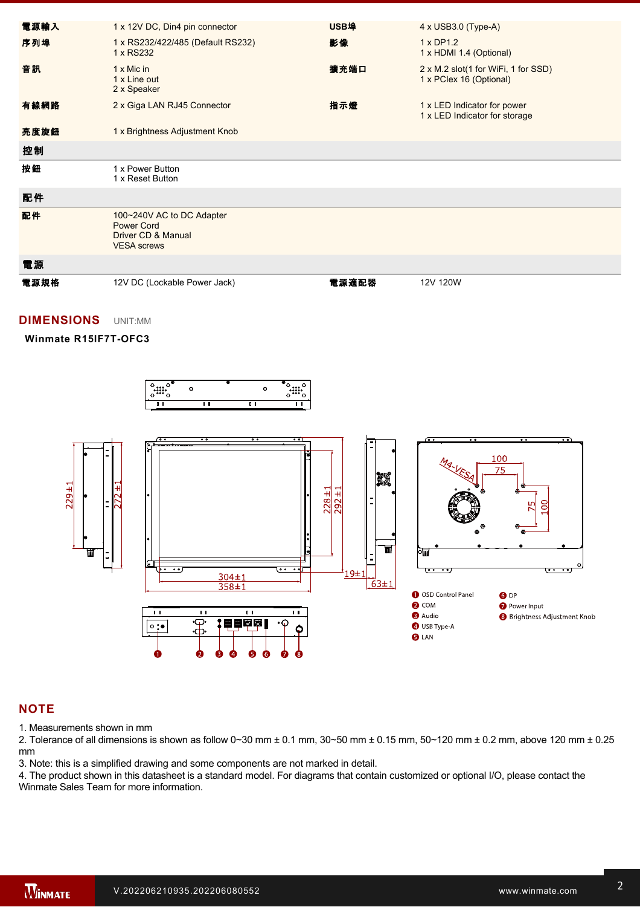| | | | |
|---|---|---|---|
| 電源輸入 | 1 x 12V DC, Din4 pin connector | USB埠 | 4 x USB3.0 (Type-A) |
| 序列埠 | 1 x RS232/422/485 (Default RS232)<br>1 x RS232 | 影像 | 1 x DP1.2<br>1 x HDMI 1.4 (Optional) |
| 音訊 | 1 x Mic in<br>1 x Line out<br>2 x Speaker | 擴充端口 | 2 x M.2 slot(1 for WiFi, 1 for SSD)<br>1 x PCIex 16 (Optional) |
| 有線網路 | 2 x Giga LAN RJ45 Connector | 指示燈 | 1 x LED Indicator for power<br>1 x LED Indicator for storage |
| 亮度旋鈕 | 1 x Brightness Adjustment Knob | | |

## 控制

| | |
|---|---|
| 按鈕 | 1 x Power Button<br>1 x Reset Button |

## 配件

| | |
|---|---|
| 配件 | 100~240V AC to DC Adapter<br>Power Cord<br>Driver CD & Manual<br>VESA screws |

## 電源

| | | | |
|---|---|---|---|
| 電源規格 | 12V DC (Lockable Power Jack) | 電源適配器 | 12V 120W |

## DIMENSIONS UNIT:MM

**Winmate R15IF7T-OFC3**

229±1
272±1
228±1
292±1
304±1
358±1
19±1
63±1
M4-VESA
100
75
75
100

1 OSD Control Panel
2 COM
3 Audio
4 USB Type-A
5 LAN
6 DP
7 Power Input
8 Brightness Adjustment Knob

## NOTE

1. Measurements shown in mm
2. Tolerance of all dimensions is shown as follow 0~30 mm ± 0.1 mm, 30~50 mm ± 0.15 mm, 50~120 mm ± 0.2 mm, above 120 mm ± 0.25 mm
3. Note: this is a simplified drawing and some components are not marked in detail.
4. The product shown in this datasheet is a standard model. For diagrams that contain customized or optional I/O, please contact the Winmate Sales Team for more information.